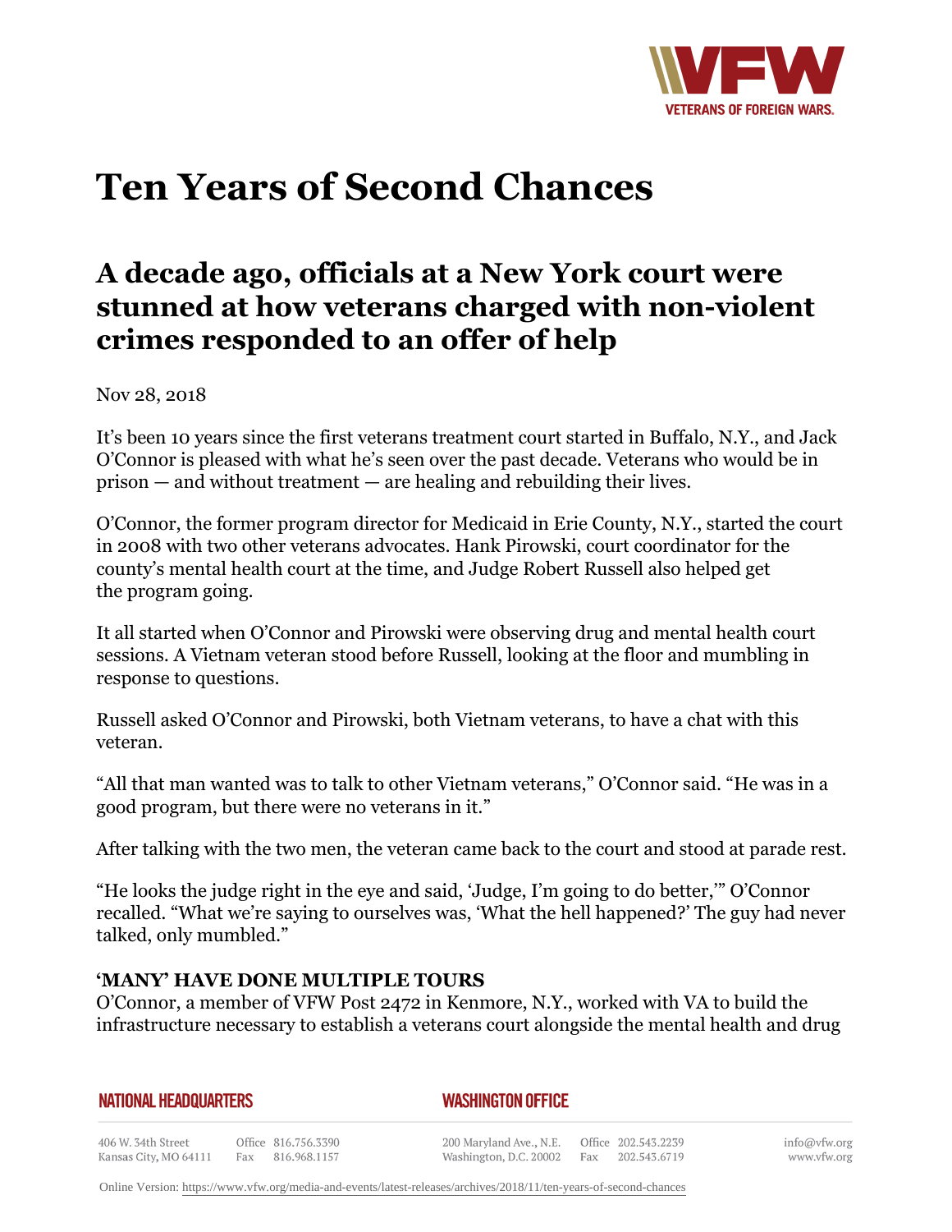# Ten Years of Second Chances

## A decade ago, officials at a New York court were stunned at how veterans charged with non-violent crimes responded to an offer of help

Nov 28, 2018

It's been 10 years since the first veterans treatment court started in Buffalo, N.Y., and Jack O'Connor is pleased with what he's seen over the past decade. Veterans who would be in prison — and without treatment — are healing and rebuilding their lives.

O'Connor, the former program director for Medicaid in Erie County, N.Y., started the court in 2008 with two other veterans advocates. Hank Pirowski, court coordinator for the county's mental health court at the time, and Judge Robert Russell also helped get the program going.

It all started when O'Connor and Pirowski were observing drug and mental health court sessions. A Vietnam veteran stood before Russell, looking at the floor and mumbling in response to questions.

Russell asked O'Connor and Pirowski, both Vietnam veterans, to have a chat with this veteran.

"All that man wanted was to talk to other Vietnam veterans," O'Connor said. "He was in a good program, but there were no veterans in it."

After talking with the two men, the veteran came back to the court and stood at parade rest.

"He looks the judge right in the eye and said, 'Judge, I'm going to do better,'" O'Connor recalled. "What we're saying to ourselves was, 'What the hell happened?' The guy had never talked, only mumbled."

### 'MANY' HAVE DONE MULTIPLE TOURS

O'Connor, a member of VFW Post 2472 in Kenmore, N.Y., worked with VA to build the infrastructure necessary to establish a veterans court alongside the mental health and drug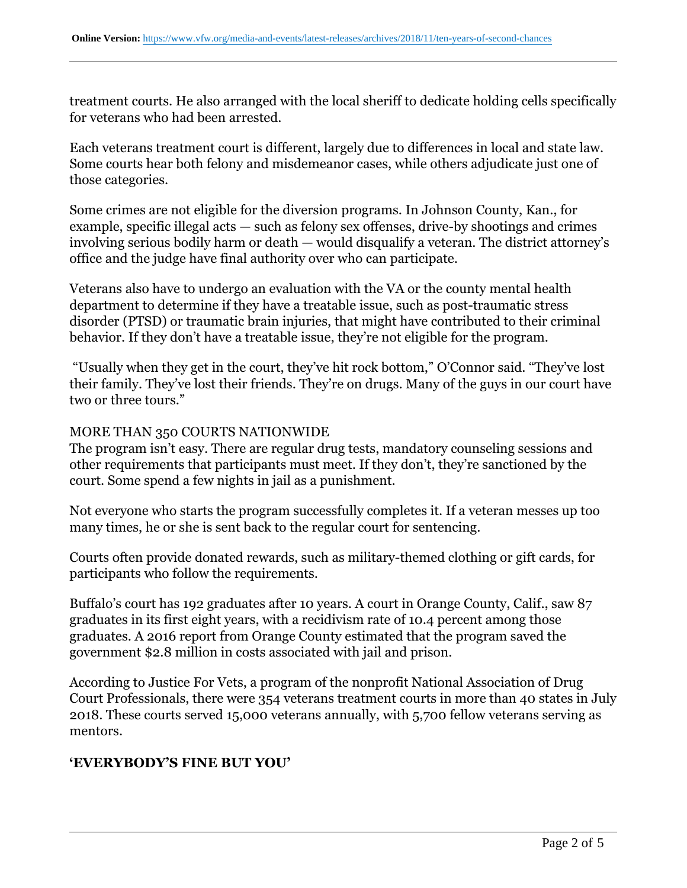treatment courts. He also arranged with the local sheriff to dedicate holding cells specifically for veterans who had been arrested.

Each veterans treatment court is different, largely due to differences in local and state law. Some courts hear both felony and misdemeanor cases, while others adjudicate just one of those categories.

Some crimes are not eligible for the diversion programs. In Johnson County, Kan., for example, specific illegal acts — such as felony sex offenses, drive-by shootings and crimes involving serious bodily harm or death — would disqualify a veteran. The district attorney's office and the judge have final authority over who can participate.

Veterans also have to undergo an evaluation with the VA or the county mental health department to determine if they have a treatable issue, such as post-traumatic stress disorder (PTSD) or traumatic brain injuries, that might have contributed to their criminal behavior. If they don't have a treatable issue, they're not eligible for the program.

"Usually when they get in the court, they've hit rock bottom," O'Connor said. "They've lost their family. They've lost their friends. They're on drugs. Many of the guys in our court have two or three tours."

MORE THAN 350 COURTS NATIONWIDE

The program isn't easy. There are regular drug tests, mandatory counseling sessions and other requirements that participants must meet. If they don't, they're sanctioned by the court. Some spend a few nights in jail as a punishment.

Not everyone who starts the program successfully completes it. If a veteran messes up too many times, he or she is sent back to the regular court for sentencing.

Courts often provide donated rewards, such as military-themed clothing or gift cards, for participants who follow the requirements.

Buffalo's court has 192 graduates after 10 years. A court in Orange County, Calif., saw 87 graduates in its first eight years, with a recidivism rate of 10.4 percent among those graduates. A 2016 report from Orange County estimated that the program saved the government $2.8 million in costs associated with jail and prison.

According to Justice For Vets, a program of the nonprofit National Association of Drug Court Professionals, there were 354 veterans treatment courts in more than 40 states in July 2018. These courts served 15,000 veterans annually, with 5,700 fellow veterans serving as mentors.

**'EVERYBODY'S FINE BUT YOU'**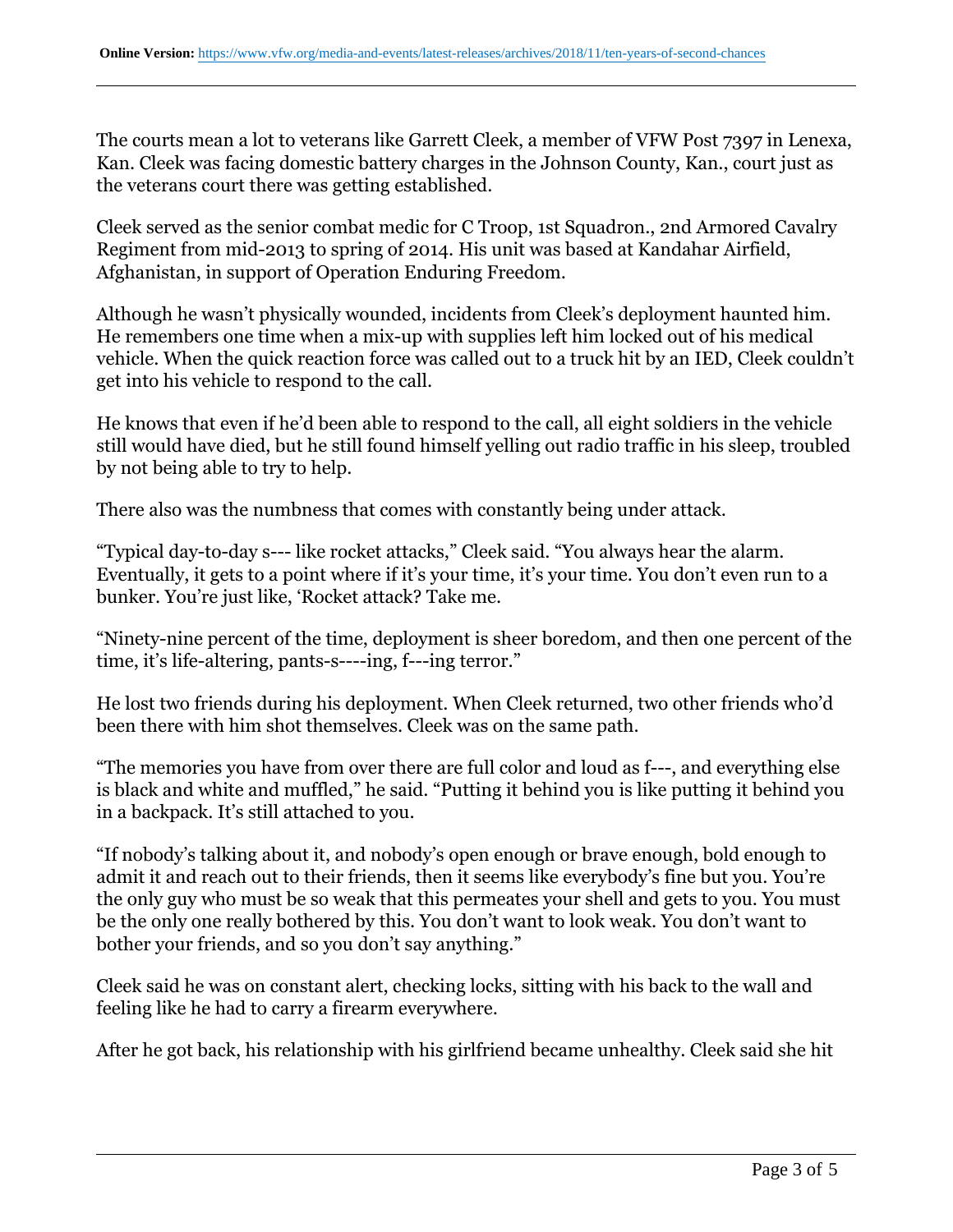The courts mean a lot to veterans like Garrett Cleek, a member of VFW Post 7397 in Lenexa, Kan. Cleek was facing domestic battery charges in the Johnson County, Kan., court just as the veterans court there was getting established.

Cleek served as the senior combat medic for C Troop, 1st Squadron., 2nd Armored Cavalry Regiment from mid-2013 to spring of 2014. His unit was based at Kandahar Airfield, Afghanistan, in support of Operation Enduring Freedom.

Although he wasn't physically wounded, incidents from Cleek's deployment haunted him. He remembers one time when a mix-up with supplies left him locked out of his medical vehicle. When the quick reaction force was called out to a truck hit by an IED, Cleek couldn't get into his vehicle to respond to the call.

He knows that even if he'd been able to respond to the call, all eight soldiers in the vehicle still would have died, but he still found himself yelling out radio traffic in his sleep, troubled by not being able to try to help.

There also was the numbness that comes with constantly being under attack.

"Typical day-to-day s--- like rocket attacks," Cleek said. "You always hear the alarm. Eventually, it gets to a point where if it's your time, it's your time. You don't even run to a bunker. You're just like, 'Rocket attack? Take me.

"Ninety-nine percent of the time, deployment is sheer boredom, and then one percent of the time, it's life-altering, pants-s----ing, f---ing terror."

He lost two friends during his deployment. When Cleek returned, two other friends who'd been there with him shot themselves. Cleek was on the same path.

"The memories you have from over there are full color and loud as f---, and everything else is black and white and muffled," he said. "Putting it behind you is like putting it behind you in a backpack. It's still attached to you.

"If nobody's talking about it, and nobody's open enough or brave enough, bold enough to admit it and reach out to their friends, then it seems like everybody's fine but you. You're the only guy who must be so weak that this permeates your shell and gets to you. You must be the only one really bothered by this. You don't want to look weak. You don't want to bother your friends, and so you don't say anything."

Cleek said he was on constant alert, checking locks, sitting with his back to the wall and feeling like he had to carry a firearm everywhere.

After he got back, his relationship with his girlfriend became unhealthy. Cleek said she hit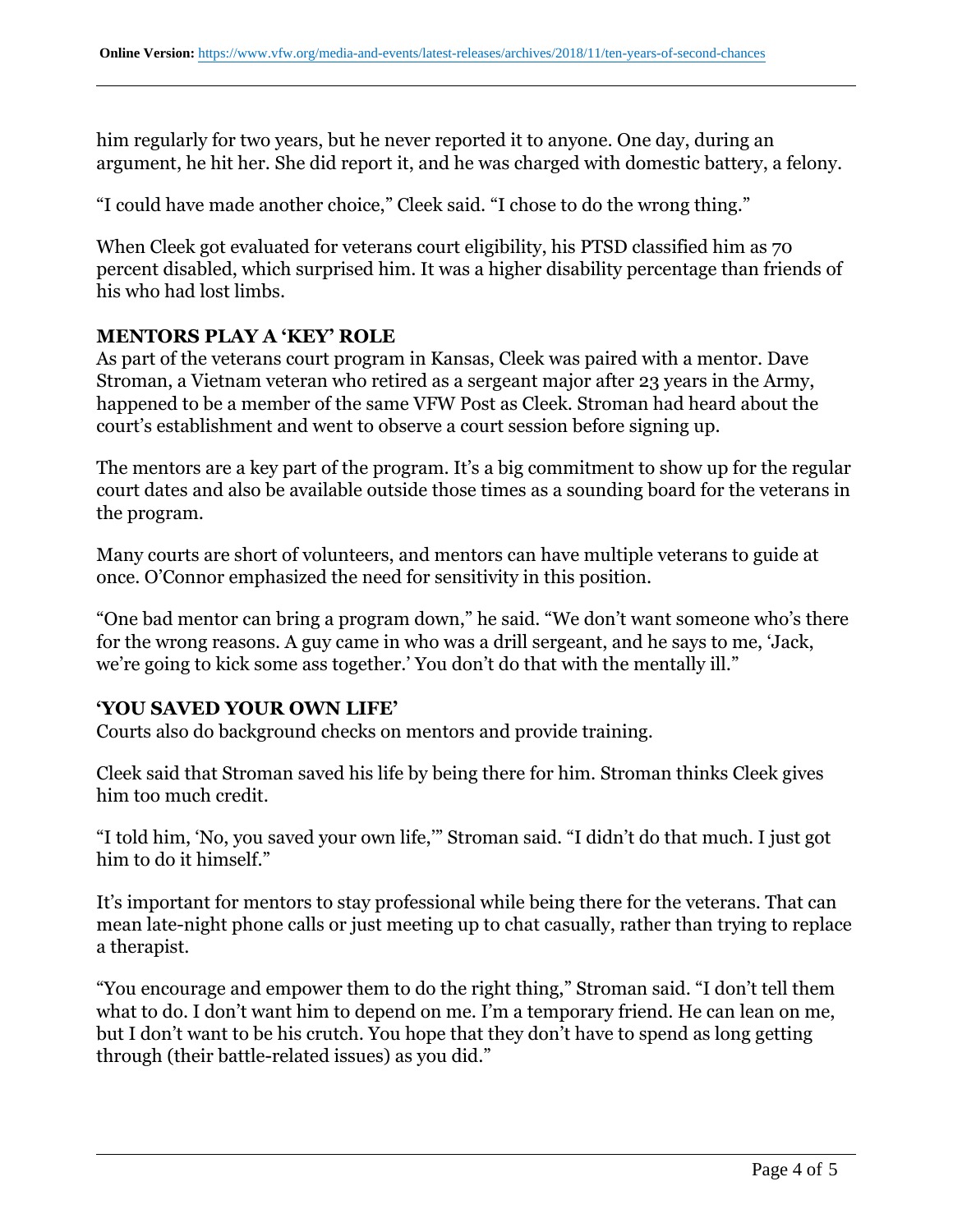him regularly for two years, but he never reported it to anyone. One day, during an argument, he hit her. She did report it, and he was charged with domestic battery, a felony.

"I could have made another choice," Cleek said. "I chose to do the wrong thing."

When Cleek got evaluated for veterans court eligibility, his PTSD classified him as 70 percent disabled, which surprised him. It was a higher disability percentage than friends of his who had lost limbs.

## MENTORS PLAY A 'KEY' ROLE

As part of the veterans court program in Kansas, Cleek was paired with a mentor. Dave Stroman, a Vietnam veteran who retired as a sergeant major after 23 years in the Army, happened to be a member of the same VFW Post as Cleek. Stroman had heard about the court's establishment and went to observe a court session before signing up.

The mentors are a key part of the program. It's a big commitment to show up for the regular court dates and also be available outside those times as a sounding board for the veterans in the program.

Many courts are short of volunteers, and mentors can have multiple veterans to guide at once. O'Connor emphasized the need for sensitivity in this position.

"One bad mentor can bring a program down," he said. "We don't want someone who's there for the wrong reasons. A guy came in who was a drill sergeant, and he says to me, 'Jack, we're going to kick some ass together.' You don't do that with the mentally ill."

## 'YOU SAVED YOUR OWN LIFE'

Courts also do background checks on mentors and provide training.

Cleek said that Stroman saved his life by being there for him. Stroman thinks Cleek gives him too much credit.

"I told him, 'No, you saved your own life,'" Stroman said. "I didn't do that much. I just got him to do it himself."

It's important for mentors to stay professional while being there for the veterans. That can mean late-night phone calls or just meeting up to chat casually, rather than trying to replace a therapist.

"You encourage and empower them to do the right thing," Stroman said. "I don't tell them what to do. I don't want him to depend on me. I'm a temporary friend. He can lean on me, but I don't want to be his crutch. You hope that they don't have to spend as long getting through (their battle-related issues) as you did."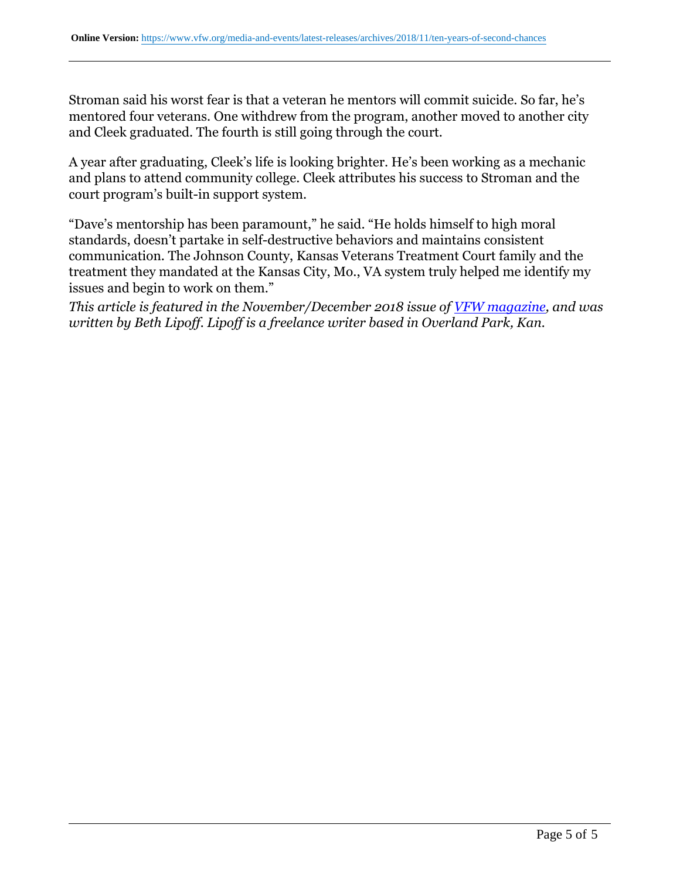Stroman said his worst fear is that a veteran he mentors will commit suicide. So far, he's mentored four veterans. One withdrew from the program, another moved to another city and Cleek graduated. The fourth is still going through the court.

A year after graduating, Cleek's life is looking brighter. He's been working as a mechanic and plans to attend community college. Cleek attributes his success to Stroman and the court program's built-in support system.

"Dave's mentorship has been paramount," he said. "He holds himself to high moral standards, doesn't partake in self-destructive behaviors and maintains consistent communication. The Johnson County, Kansas Veterans Treatment Court family and the treatment they mandated at the Kansas City, Mo., VA system truly helped me identify my issues and begin to work on them."

*This article is featured in the November/December 2018 issue of [VFW magazine](), and was written by Beth Lipoff. Lipoff is a freelance writer based in Overland Park, Kan.*